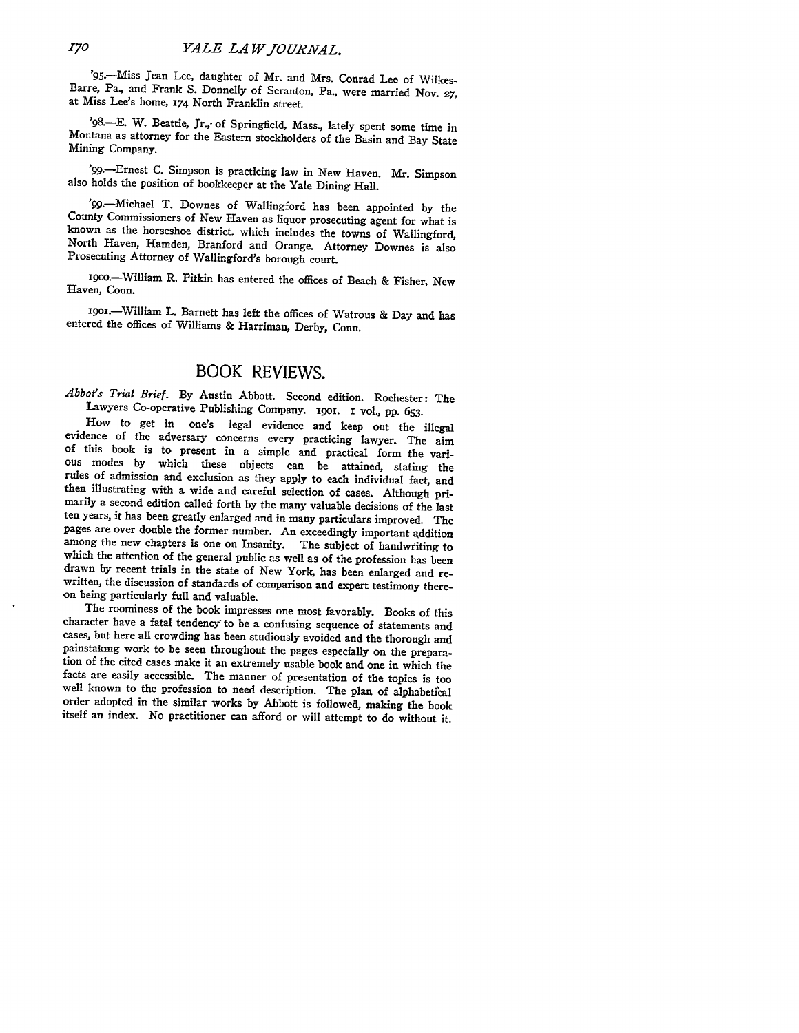'95.—Miss Jean Lee, daughter of Mr. and Mrs. Conrad Lee of Wilkes-Barre, Pa., and Frank S. Donnelly of Scranton, Pa., were married Nov. 27, at Miss Lee's home, 174 North Franklin street.

'98.—E. W. Beattie, Jr., of Springfield, Mass., lately spent some time in Montana as attorney for the Eastern stockholders of the Basin and Bay State Mining Company.

'99.—Ernest C. Simpson is practicing law in New Haven. Mr. Simpson also holds the position of bookkeeper at the Yale Dining Hall.

'99.—Michael T. Downes of Wallingford has been appointed by the County Commissioners of New Haven as liquor prosecuting agent for what is known as the horseshoe district, which includes the towns of Wallingford, North Haven, Hamden, Branford and Orange. Attorney Downes is also Prosecuting Attorney of Wallingford's borough court.

1900.—William R. Pitkin has entered the offices of Beach & Fisher, New Haven, Conn.

1901.—William L. Barnett has left the offices of Watrous & Day and has entered the offices of Williams & Harriman, Derby, Conn.

## BOOK REVIEWS.

*Abbot's Trial Brief.* By Austin Abbott. Second edition. Rochester: The Lawyers Co-operative Publishing Company. 1901. 1 vol., pp. 653.

How to get in one's legal evidence and keep out the illegal evidence of the adversary concerns every practicing lawyer. The aim of this book is to present in a simple and practical form the various modes by which these objects can be attained, stating the rules of admission and exclusion as they apply to each individual fact, and then illustrating with a wide and careful selection of cases. Although primarily a second edition called forth by the many valuable decisions of the last ten years, it has been greatly enlarged and in many particulars improved. The pages are over double the former number. An exceedingly important addition among the new chapters is one on Insanity. The subject of handwriting to which the attention of the general public as well as of the profession has been drawn by recent trials in the state of New York, has been enlarged and re-written, the discussion of standards of comparison and expert testimony thereon being particularly full and valuable.

The roominess of the book impresses one most favorably. Books of this character have a fatal tendency to be a confusing sequence of statements and cases, but here all crowding has been studiously avoided and the thorough and painstaking work to be seen throughout the pages especially on the preparation of the cited cases make it an extremely usable book and one in which the facts are easily accessible. The manner of presentation of the topics is too well known to the profession to need description. The plan of alphabetical order adopted in the similar works by Abbott is followed, making the book itself an index. No practitioner can afford or will attempt to do without it.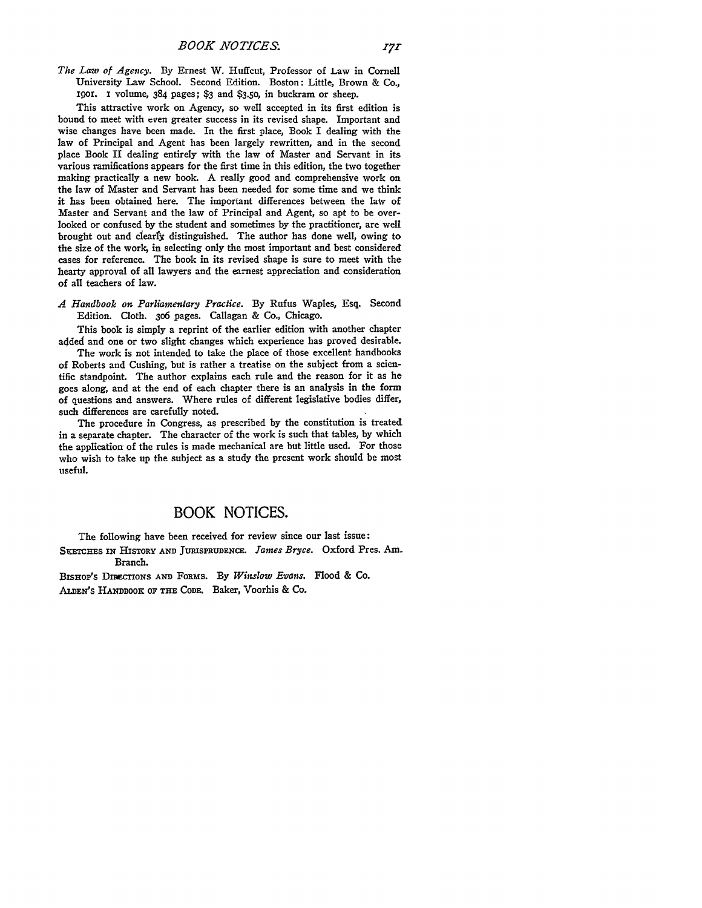*The Law of Agency.* By Ernest W. Huffcut, Professor of Law in Cornell University Law School. Second Edition. Boston: Little, Brown & Co., 1901. 1 volume, 384 pages; $3 and $3.50, in buckram or sheep.

This attractive work on Agency, so well accepted in its first edition is bound to meet with even greater success in its revised shape. Important and wise changes have been made. In the first place, Book I dealing with the law of Principal and Agent has been largely rewritten, and in the second place Book II dealing entirely with the law of Master and Servant in its various ramifications appears for the first time in this edition, the two together making practically a new book. A really good and comprehensive work on the law of Master and Servant has been needed for some time and we think it has been obtained here. The important differences between the law of Master and Servant and the law of Principal and Agent, so apt to be overlooked or confused by the student and sometimes by the practitioner, are well brought out and clearly distinguished. The author has done well, owing to the size of the work, in selecting only the most important and best considered cases for reference. The book in its revised shape is sure to meet with the hearty approval of all lawyers and the earnest appreciation and consideration of all teachers of law.

*A Handbook on Parliamentary Practice.* By Rufus Waples, Esq. Second Edition. Cloth. 306 pages. Callagan & Co., Chicago.

This book is simply a reprint of the earlier edition with another chapter added and one or two slight changes which experience has proved desirable.

The work is not intended to take the place of those excellent handbooks of Roberts and Cushing, but is rather a treatise on the subject from a scientific standpoint. The author explains each rule and the reason for it as he goes along, and at the end of each chapter there is an analysis in the form of questions and answers. Where rules of different legislative bodies differ, such differences are carefully noted.

The procedure in Congress, as prescribed by the constitution is treated in a separate chapter. The character of the work is such that tables, by which the application of the rules is made mechanical are but little used. For those who wish to take up the subject as a study the present work should be most useful.

## BOOK NOTICES.

The following have been received for review since our last issue:

SKETCHES IN HISTORY AND JURISPRUDENCE. *James Bryce.* Oxford Pres. Am. Branch.

BISHOP'S DIRECTIONS AND FORMS. By *Winslow Evans.* Flood & Co.

ALDEN'S HANDBOOK OF THE CODE. Baker, Voorhis & Co.